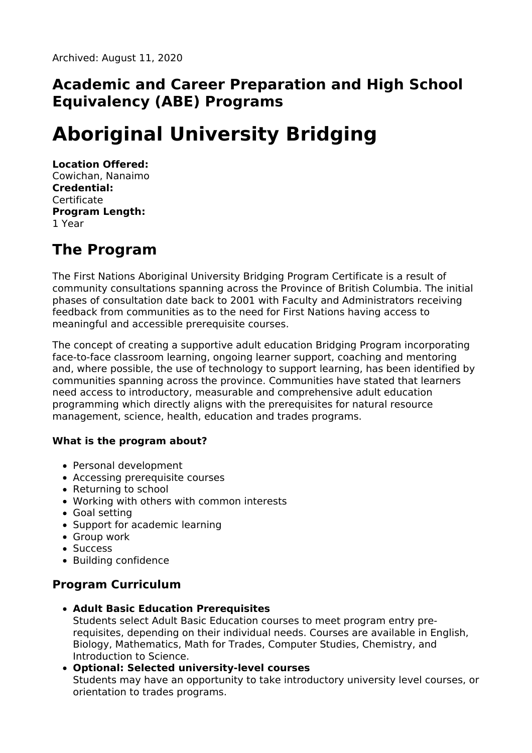Archived: August 11, 2020

## Academic and Career Preparation and High School Equivalency (ABE) Programs

# Aboriginal University Bridging

**Location Offered:**
Cowichan, Nanaimo
**Credential:**
Certificate
**Program Length:**
1 Year

## The Program

The First Nations Aboriginal University Bridging Program Certificate is a result of community consultations spanning across the Province of British Columbia. The initial phases of consultation date back to 2001 with Faculty and Administrators receiving feedback from communities as to the need for First Nations having access to meaningful and accessible prerequisite courses.

The concept of creating a supportive adult education Bridging Program incorporating face-to-face classroom learning, ongoing learner support, coaching and mentoring and, where possible, the use of technology to support learning, has been identified by communities spanning across the province. Communities have stated that learners need access to introductory, measurable and comprehensive adult education programming which directly aligns with the prerequisites for natural resource management, science, health, education and trades programs.

**What is the program about?**

- Personal development
- Accessing prerequisite courses
- Returning to school
- Working with others with common interests
- Goal setting
- Support for academic learning
- Group work
- Success
- Building confidence

### Program Curriculum

- **Adult Basic Education Prerequisites**
  Students select Adult Basic Education courses to meet program entry pre-requisites, depending on their individual needs. Courses are available in English, Biology, Mathematics, Math for Trades, Computer Studies, Chemistry, and Introduction to Science.
- **Optional: Selected university-level courses**
  Students may have an opportunity to take introductory university level courses, or orientation to trades programs.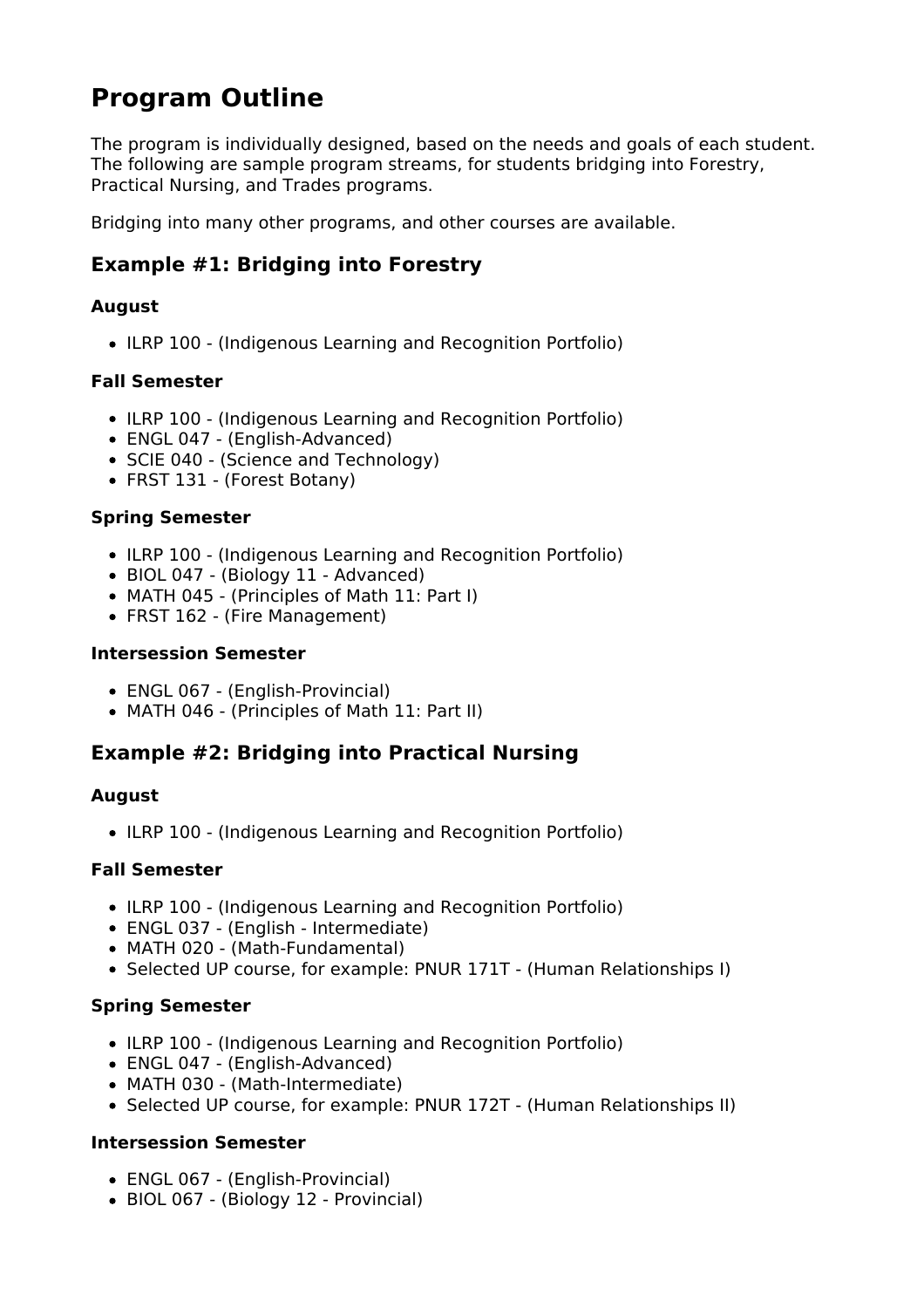# Program Outline

The program is individually designed, based on the needs and goals of each student. The following are sample program streams, for students bridging into Forestry, Practical Nursing, and Trades programs.

Bridging into many other programs, and other courses are available.

## Example #1: Bridging into Forestry

### August

- ILRP 100 - (Indigenous Learning and Recognition Portfolio)

### Fall Semester

- ILRP 100 - (Indigenous Learning and Recognition Portfolio)
- ENGL 047 - (English-Advanced)
- SCIE 040 - (Science and Technology)
- FRST 131 - (Forest Botany)

### Spring Semester

- ILRP 100 - (Indigenous Learning and Recognition Portfolio)
- BIOL 047 - (Biology 11 - Advanced)
- MATH 045 - (Principles of Math 11: Part I)
- FRST 162 - (Fire Management)

### Intersession Semester

- ENGL 067 - (English-Provincial)
- MATH 046 - (Principles of Math 11: Part II)

## Example #2: Bridging into Practical Nursing

### August

- ILRP 100 - (Indigenous Learning and Recognition Portfolio)

### Fall Semester

- ILRP 100 - (Indigenous Learning and Recognition Portfolio)
- ENGL 037 - (English - Intermediate)
- MATH 020 - (Math-Fundamental)
- Selected UP course, for example: PNUR 171T - (Human Relationships I)

### Spring Semester

- ILRP 100 - (Indigenous Learning and Recognition Portfolio)
- ENGL 047 - (English-Advanced)
- MATH 030 - (Math-Intermediate)
- Selected UP course, for example: PNUR 172T - (Human Relationships II)

### Intersession Semester

- ENGL 067 - (English-Provincial)
- BIOL 067 - (Biology 12 - Provincial)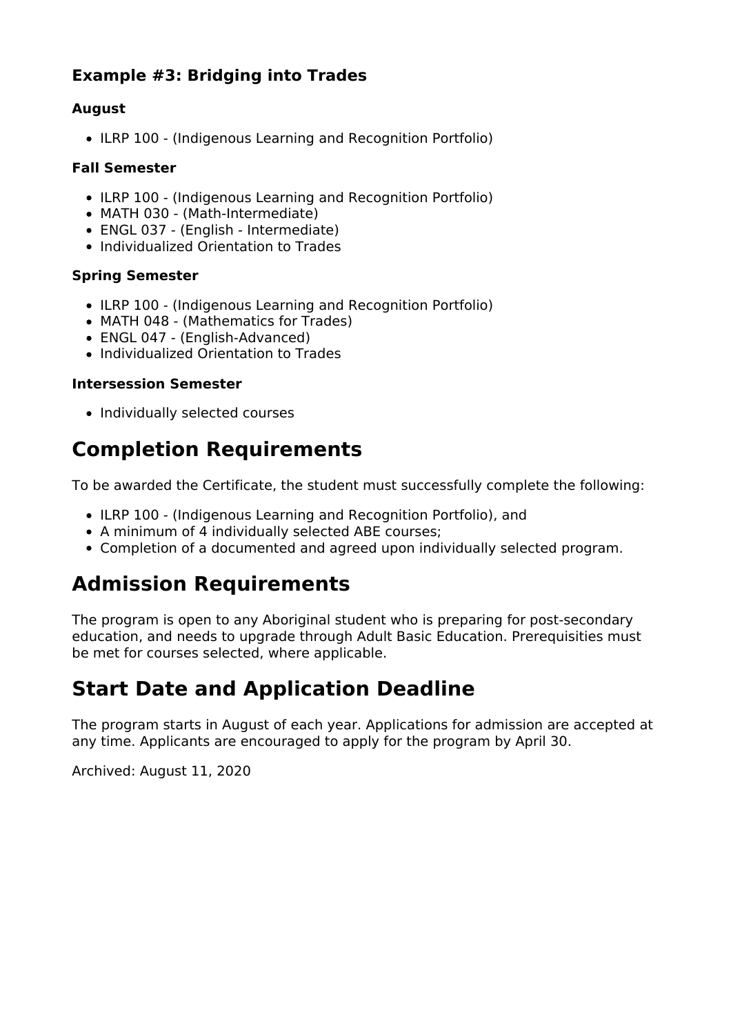#### Example #3: Bridging into Trades

**August**

- ILRP 100 - (Indigenous Learning and Recognition Portfolio)

**Fall Semester**

- ILRP 100 - (Indigenous Learning and Recognition Portfolio)
- MATH 030 - (Math-Intermediate)
- ENGL 037 - (English - Intermediate)
- Individualized Orientation to Trades

**Spring Semester**

- ILRP 100 - (Indigenous Learning and Recognition Portfolio)
- MATH 048 - (Mathematics for Trades)
- ENGL 047 - (English-Advanced)
- Individualized Orientation to Trades

**Intersession Semester**

- Individually selected courses

## Completion Requirements

To be awarded the Certificate, the student must successfully complete the following:

- ILRP 100 - (Indigenous Learning and Recognition Portfolio), and
- A minimum of 4 individually selected ABE courses;
- Completion of a documented and agreed upon individually selected program.

## Admission Requirements

The program is open to any Aboriginal student who is preparing for post-secondary education, and needs to upgrade through Adult Basic Education. Prerequisities must be met for courses selected, where applicable.

## Start Date and Application Deadline

The program starts in August of each year. Applications for admission are accepted at any time. Applicants are encouraged to apply for the program by April 30.

Archived: August 11, 2020